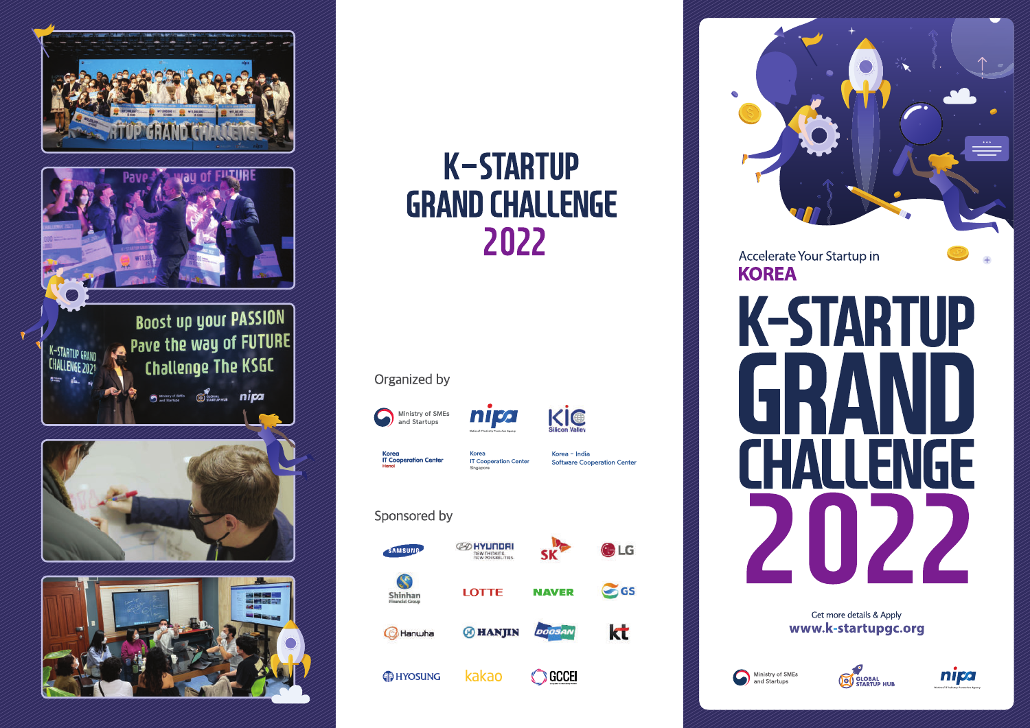# K-STARTUP GRAND CHALLENGE 2022

## Organized by

Ministry of SMEs and Startups

nipa

KIC Silicon Valley

Korea IT Cooperation Center Hanoi

Korea IT Cooperation Center Singapore

Korea – India Software Cooperation Center

## Sponsored by

SAMSUNG

HYUNDAI NEW THINKING. NEW POSSIBILITIES.

SK

LG

Shinhan Financial Group

LOTTE

NAVER

GS

Hanwha

HANJIN

DOOSAN

kt

HYOSUNG

kakao

GCCEI

Accelerate Your Startup in

**KOREA**

# K-STARTUP GRAND CHALLENGE 2022

Get more details & Apply

**www.k-startupgc.org**

Ministry of SMEs and Startups

GLOBAL STARTUP HUB

nipa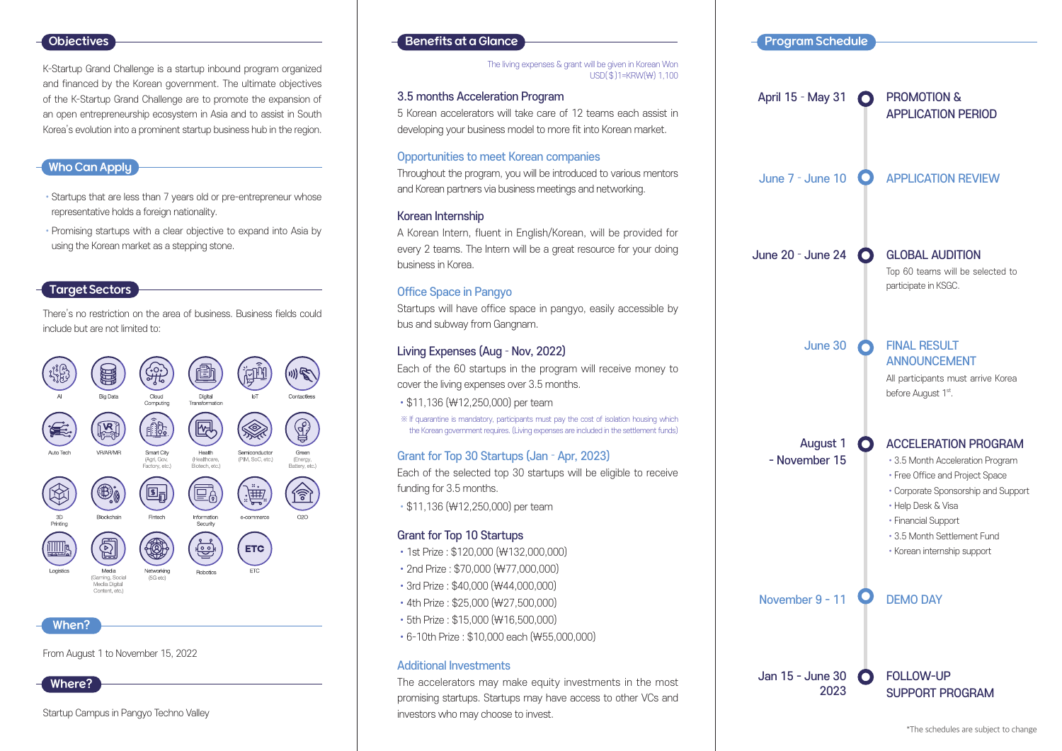## Objectives

K-Startup Grand Challenge is a startup inbound program organized and financed by the Korean government. The ultimate objectives of the K-Startup Grand Challenge are to promote the expansion of an open entrepreneurship ecosystem in Asia and to assist in South Korea's evolution into a prominent startup business hub in the region.

## Who Can Apply

- Startups that are less than 7 years old or pre-entrepreneur whose representative holds a foreign nationality.
- Promising startups with a clear objective to expand into Asia by using the Korean market as a stepping stone.

## Target Sectors

There's no restriction on the area of business. Business fields could include but are not limited to:

AI
Big Data
Cloud Computing
Digital Transformation
IoT
Contactless
Auto Tech
VR/AR/MR
Smart City (Agri, Gov, Factory, etc.)
Health (Healthcare, Biotech, etc.)
Semiconductor (PIM, SoC, etc.)
Green (Energy, Battery, etc.)
3D Printing
Blockchain
Fintech
Information Security
e-commerce
O2O
Logistics
Media (Gaming, Social Media Digital Content, etc.)
Networking (5G etc)
Robotics
ETC

## When?

From August 1 to November 15, 2022

## Where?

Startup Campus in Pangyo Techno Valley

## Benefits at a Glance

The living expenses & grant will be given in Korean Won
USD($)1=KRW(₩) 1,100

### 3.5 months Acceleration Program

5 Korean accelerators will take care of 12 teams each assist in developing your business model to more fit into Korean market.

### Opportunities to meet Korean companies

Throughout the program, you will be introduced to various mentors and Korean partners via business meetings and networking.

### Korean Internship

A Korean Intern, fluent in English/Korean, will be provided for every 2 teams. The Intern will be a great resource for your doing business in Korea.

### Office Space in Pangyo

Startups will have office space in pangyo, easily accessible by bus and subway from Gangnam.

### Living Expenses (Aug - Nov, 2022)

Each of the 60 startups in the program will receive money to cover the living expenses over 3.5 months.

- $11,136 (₩12,250,000) per team

※ If quarantine is mandatory, participants must pay the cost of isolation housing which the Korean government requires. (Living expenses are included in the settlement funds)

### Grant for Top 30 Startups (Jan - Apr, 2023)

Each of the selected top 30 startups will be eligible to receive funding for 3.5 months.

- $11,136 (₩12,250,000) per team

### Grant for Top 10 Startups

- 1st Prize : $120,000 (₩132,000,000)
- 2nd Prize : $70,000 (₩77,000,000)
- 3rd Prize : $40,000 (₩44,000,000)
- 4th Prize : $25,000 (₩27,500,000)
- 5th Prize : $15,000 (₩16,500,000)
- 6-10th Prize : $10,000 each (₩55,000,000)

### Additional Investments

The accelerators may make equity investments in the most promising startups. Startups may have access to other VCs and investors who may choose to invest.

## Program Schedule

**April 15 - May 31** — PROMOTION & APPLICATION PERIOD

**June 7 - June 10** — APPLICATION REVIEW

**June 20 - June 24** — GLOBAL AUDITION
Top 60 teams will be selected to participate in KSGC.

**June 30** — FINAL RESULT ANNOUNCEMENT
All participants must arrive Korea before August 1st.

**August 1 - November 15** — ACCELERATION PROGRAM
- 3.5 Month Acceleration Program
- Free Office and Project Space
- Corporate Sponsorship and Support
- Help Desk & Visa
- Financial Support
- 3.5 Month Settlement Fund
- Korean internship support

**November 9 - 11** — DEMO DAY

**Jan 15 - June 30 2023** — FOLLOW-UP SUPPORT PROGRAM

*The schedules are subject to change